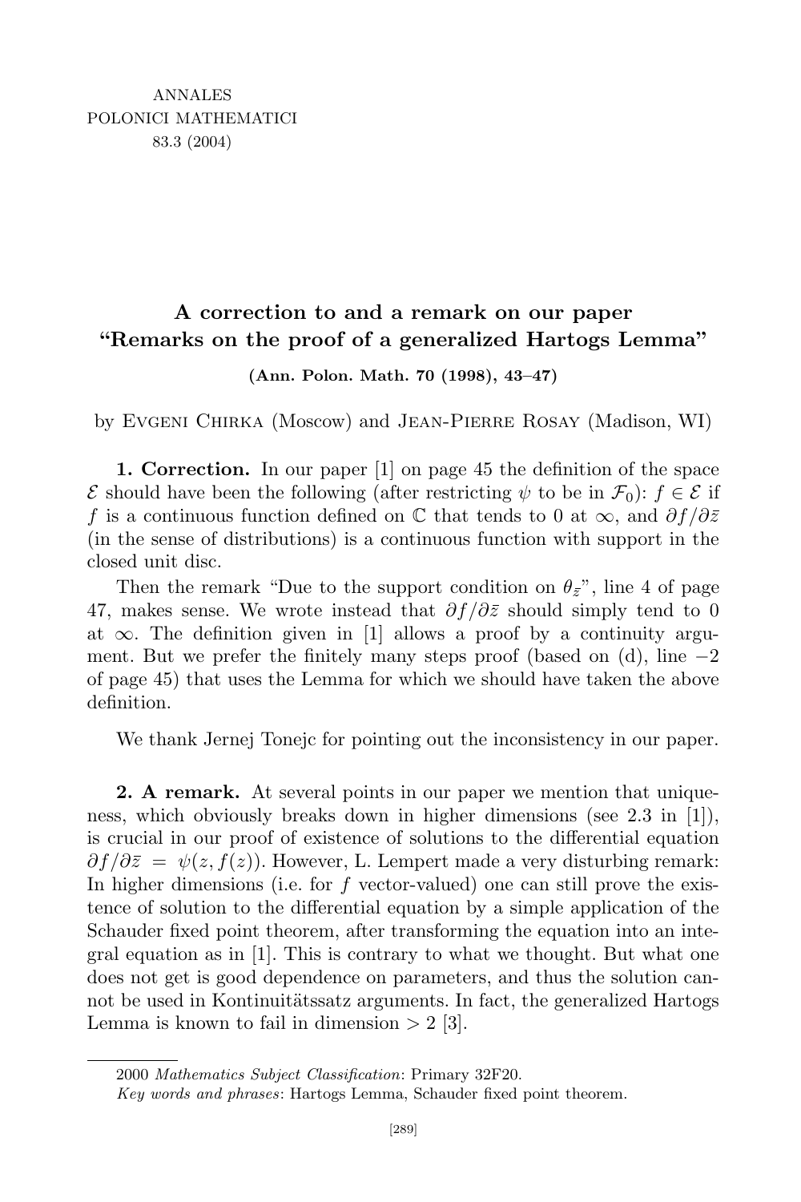# A correction to and a remark on our paper "Remarks on the proof of a generalized Hartogs Lemma"

**(Ann. Polon. Math. 70 (1998), 43–47)**

by Evgeni Chirka (Moscow) and Jean-Pierre Rosay (Madison, WI)

**1. Correction.** In our paper [1] on page 45 the definition of the space $\mathcal{E}$ should have been the following (after restricting $\psi$ to be in $\mathcal{F}_0$): $f \in \mathcal{E}$ if $f$ is a continuous function defined on $\mathbb{C}$ that tends to 0 at $\infty$, and $\partial f/\partial \bar{z}$ (in the sense of distributions) is a continuous function with support in the closed unit disc.

Then the remark "Due to the support condition on $\theta_{\bar{z}}$", line 4 of page 47, makes sense. We wrote instead that $\partial f/\partial \bar{z}$ should simply tend to 0 at $\infty$. The definition given in [1] allows a proof by a continuity argument. But we prefer the finitely many steps proof (based on (d), line $-2$ of page 45) that uses the Lemma for which we should have taken the above definition.

We thank Jernej Tonejc for pointing out the inconsistency in our paper.

**2. A remark.** At several points in our paper we mention that uniqueness, which obviously breaks down in higher dimensions (see 2.3 in [1]), is crucial in our proof of existence of solutions to the differential equation $\partial f/\partial \bar{z} = \psi(z, f(z))$. However, L. Lempert made a very disturbing remark: In higher dimensions (i.e. for $f$ vector-valued) one can still prove the existence of solution to the differential equation by a simple application of the Schauder fixed point theorem, after transforming the equation into an integral equation as in [1]. This is contrary to what we thought. But what one does not get is good dependence on parameters, and thus the solution cannot be used in Kontinuitätssatz arguments. In fact, the generalized Hartogs Lemma is known to fail in dimension $> 2$ [3].

---

2000 *Mathematics Subject Classification*: Primary 32F20.

*Key words and phrases*: Hartogs Lemma, Schauder fixed point theorem.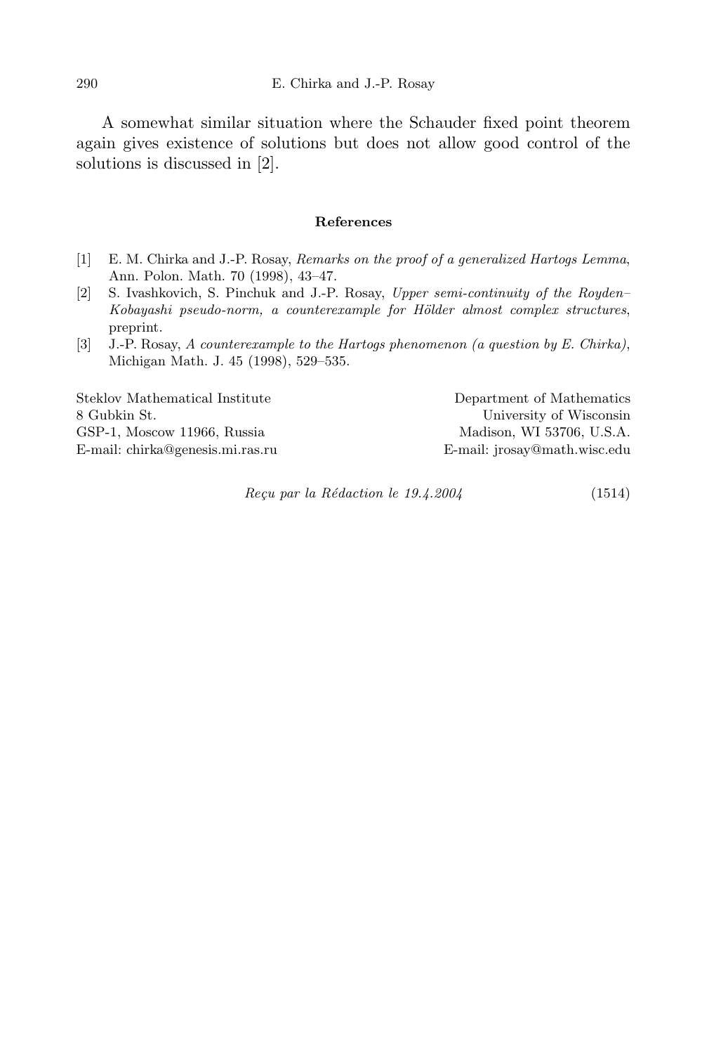A somewhat similar situation where the Schauder fixed point theorem again gives existence of solutions but does not allow good control of the solutions is discussed in [2].

## References

[1] E. M. Chirka and J.-P. Rosay, *Remarks on the proof of a generalized Hartogs Lemma*, Ann. Polon. Math. 70 (1998), 43–47.

[2] S. Ivashkovich, S. Pinchuk and J.-P. Rosay, *Upper semi-continuity of the Royden–Kobayashi pseudo-norm, a counterexample for Hölder almost complex structures*, preprint.

[3] J.-P. Rosay, *A counterexample to the Hartogs phenomenon (a question by E. Chirka)*, Michigan Math. J. 45 (1998), 529–535.

Steklov Mathematical Institute
8 Gubkin St.
GSP-1, Moscow 11966, Russia
E-mail: chirka@genesis.mi.ras.ru

Department of Mathematics
University of Wisconsin
Madison, WI 53706, U.S.A.
E-mail: jrosay@math.wisc.edu

*Reçu par la Rédaction le 19.4.2004* (1514)